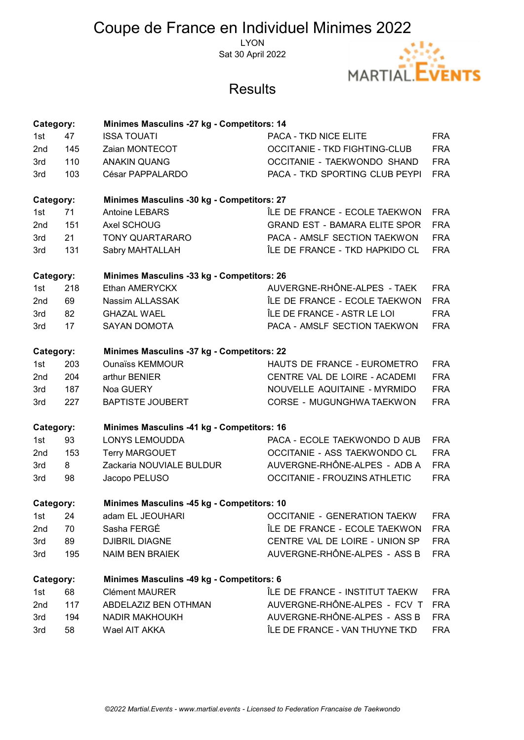# Coupe de France en Individuel Minimes 2022

LYON
Sat 30 April 2022

MARTIAL.EVENTS

## Results

**Category: Minimes Masculins -27 kg - Competitors: 14**

| | | | | |
|---|---|---|---|---|
| 1st | 47 | ISSA TOUATI | PACA - TKD NICE ELITE | FRA |
| 2nd | 145 | Zaian MONTECOT | OCCITANIE - TKD FIGHTING-CLUB | FRA |
| 3rd | 110 | ANAKIN QUANG | OCCITANIE - TAEKWONDO SHAND | FRA |
| 3rd | 103 | César PAPPALARDO | PACA - TKD SPORTING CLUB PEYPI | FRA |

**Category: Minimes Masculins -30 kg - Competitors: 27**

| | | | | |
|---|---|---|---|---|
| 1st | 71 | Antoine LEBARS | ÎLE DE FRANCE - ECOLE TAEKWON | FRA |
| 2nd | 151 | Axel SCHOUG | GRAND EST - BAMARA ELITE SPOR | FRA |
| 3rd | 21 | TONY QUARTARARO | PACA - AMSLF SECTION TAEKWON | FRA |
| 3rd | 131 | Sabry MAHTALLAH | ÎLE DE FRANCE - TKD HAPKIDO CL | FRA |

**Category: Minimes Masculins -33 kg - Competitors: 26**

| | | | | |
|---|---|---|---|---|
| 1st | 218 | Ethan AMERYCKX | AUVERGNE-RHÔNE-ALPES - TAEK | FRA |
| 2nd | 69 | Nassim ALLASSAK | ÎLE DE FRANCE - ECOLE TAEKWON | FRA |
| 3rd | 82 | GHAZAL WAEL | ÎLE DE FRANCE - ASTR LE LOI | FRA |
| 3rd | 17 | SAYAN DOMOTA | PACA - AMSLF SECTION TAEKWON | FRA |

**Category: Minimes Masculins -37 kg - Competitors: 22**

| | | | | |
|---|---|---|---|---|
| 1st | 203 | Ounaïss KEMMOUR | HAUTS DE FRANCE - EUROMETRO | FRA |
| 2nd | 204 | arthur BENIER | CENTRE VAL DE LOIRE - ACADEMI | FRA |
| 3rd | 187 | Noa GUERY | NOUVELLE AQUITAINE - MYRMIDO | FRA |
| 3rd | 227 | BAPTISTE JOUBERT | CORSE - MUGUNGHWA TAEKWON | FRA |

**Category: Minimes Masculins -41 kg - Competitors: 16**

| | | | | |
|---|---|---|---|---|
| 1st | 93 | LONYS LEMOUDDA | PACA - ECOLE TAEKWONDO D AUB | FRA |
| 2nd | 153 | Terry MARGOUET | OCCITANIE - ASS TAEKWONDO CL | FRA |
| 3rd | 8 | Zackaria NOUVIALE BULDUR | AUVERGNE-RHÔNE-ALPES - ADB A | FRA |
| 3rd | 98 | Jacopo PELUSO | OCCITANIE - FROUZINS ATHLETIC | FRA |

**Category: Minimes Masculins -45 kg - Competitors: 10**

| | | | | |
|---|---|---|---|---|
| 1st | 24 | adam EL JEOUHARI | OCCITANIE - GENERATION TAEKW | FRA |
| 2nd | 70 | Sasha FERGÉ | ÎLE DE FRANCE - ECOLE TAEKWON | FRA |
| 3rd | 89 | DJIBRIL DIAGNE | CENTRE VAL DE LOIRE - UNION SP | FRA |
| 3rd | 195 | NAIM BEN BRAIEK | AUVERGNE-RHÔNE-ALPES - ASS B | FRA |

**Category: Minimes Masculins -49 kg - Competitors: 6**

| | | | | |
|---|---|---|---|---|
| 1st | 68 | Clément MAURER | ÎLE DE FRANCE - INSTITUT TAEKW | FRA |
| 2nd | 117 | ABDELAZIZ BEN OTHMAN | AUVERGNE-RHÔNE-ALPES - FCV T | FRA |
| 3rd | 194 | NADIR MAKHOUKH | AUVERGNE-RHÔNE-ALPES - ASS B | FRA |
| 3rd | 58 | Wael AIT AKKA | ÎLE DE FRANCE - VAN THUYNE TKD | FRA |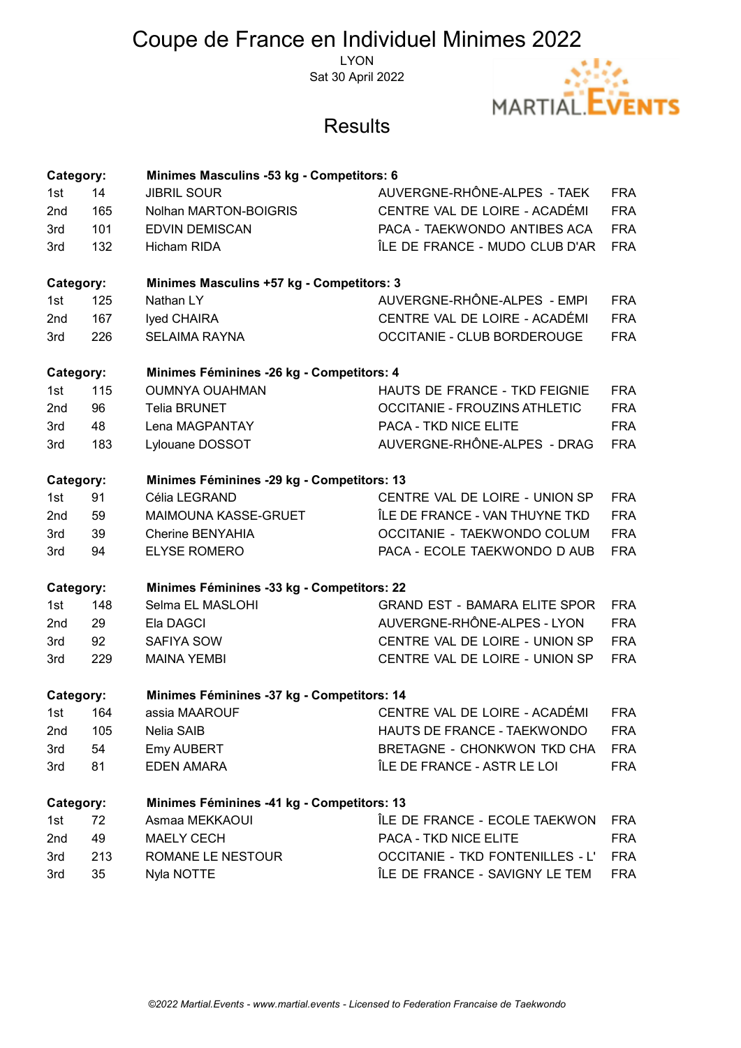# Coupe de France en Individuel Minimes 2022

LYON

Sat 30 April 2022

## Results

| Category: | | Minimes Masculins -53 kg - Competitors: 6 | | |
|---|---|---|---|---|
| 1st | 14 | JIBRIL SOUR | AUVERGNE-RHÔNE-ALPES - TAEK | FRA |
| 2nd | 165 | Nolhan MARTON-BOIGRIS | CENTRE VAL DE LOIRE - ACADÉMI | FRA |
| 3rd | 101 | EDVIN DEMISCAN | PACA - TAEKWONDO ANTIBES ACA | FRA |
| 3rd | 132 | Hicham RIDA | ÎLE DE FRANCE - MUDO CLUB D'AR | FRA |

| Category: | | Minimes Masculins +57 kg - Competitors: 3 | | |
|---|---|---|---|---|
| 1st | 125 | Nathan LY | AUVERGNE-RHÔNE-ALPES - EMPI | FRA |
| 2nd | 167 | Iyed CHAIRA | CENTRE VAL DE LOIRE - ACADÉMI | FRA |
| 3rd | 226 | SELAIMA RAYNA | OCCITANIE - CLUB BORDEROUGE | FRA |

| Category: | | Minimes Féminines -26 kg - Competitors: 4 | | |
|---|---|---|---|---|
| 1st | 115 | OUMNYA OUAHMAN | HAUTS DE FRANCE - TKD FEIGNIE | FRA |
| 2nd | 96 | Telia BRUNET | OCCITANIE - FROUZINS ATHLETIC | FRA |
| 3rd | 48 | Lena MAGPANTAY | PACA - TKD NICE ELITE | FRA |
| 3rd | 183 | Lylouane DOSSOT | AUVERGNE-RHÔNE-ALPES - DRAG | FRA |

| Category: | | Minimes Féminines -29 kg - Competitors: 13 | | |
|---|---|---|---|---|
| 1st | 91 | Célia LEGRAND | CENTRE VAL DE LOIRE - UNION SP | FRA |
| 2nd | 59 | MAIMOUNA KASSE-GRUET | ÎLE DE FRANCE - VAN THUYNE TKD | FRA |
| 3rd | 39 | Cherine BENYAHIA | OCCITANIE - TAEKWONDO COLUM | FRA |
| 3rd | 94 | ELYSE ROMERO | PACA - ECOLE TAEKWONDO D AUB | FRA |

| Category: | | Minimes Féminines -33 kg - Competitors: 22 | | |
|---|---|---|---|---|
| 1st | 148 | Selma EL MASLOHI | GRAND EST - BAMARA ELITE SPOR | FRA |
| 2nd | 29 | Ela DAGCI | AUVERGNE-RHÔNE-ALPES - LYON | FRA |
| 3rd | 92 | SAFIYA SOW | CENTRE VAL DE LOIRE - UNION SP | FRA |
| 3rd | 229 | MAINA YEMBI | CENTRE VAL DE LOIRE - UNION SP | FRA |

| Category: | | Minimes Féminines -37 kg - Competitors: 14 | | |
|---|---|---|---|---|
| 1st | 164 | assia MAAROUF | CENTRE VAL DE LOIRE - ACADÉMI | FRA |
| 2nd | 105 | Nelia SAIB | HAUTS DE FRANCE - TAEKWONDO | FRA |
| 3rd | 54 | Emy AUBERT | BRETAGNE - CHONKWON TKD CHA | FRA |
| 3rd | 81 | EDEN AMARA | ÎLE DE FRANCE - ASTR LE LOI | FRA |

| Category: | | Minimes Féminines -41 kg - Competitors: 13 | | |
|---|---|---|---|---|
| 1st | 72 | Asmaa MEKKAOUI | ÎLE DE FRANCE - ECOLE TAEKWON | FRA |
| 2nd | 49 | MAELY CECH | PACA - TKD NICE ELITE | FRA |
| 3rd | 213 | ROMANE LE NESTOUR | OCCITANIE - TKD FONTENILLES - L' | FRA |
| 3rd | 35 | Nyla NOTTE | ÎLE DE FRANCE - SAVIGNY LE TEM | FRA |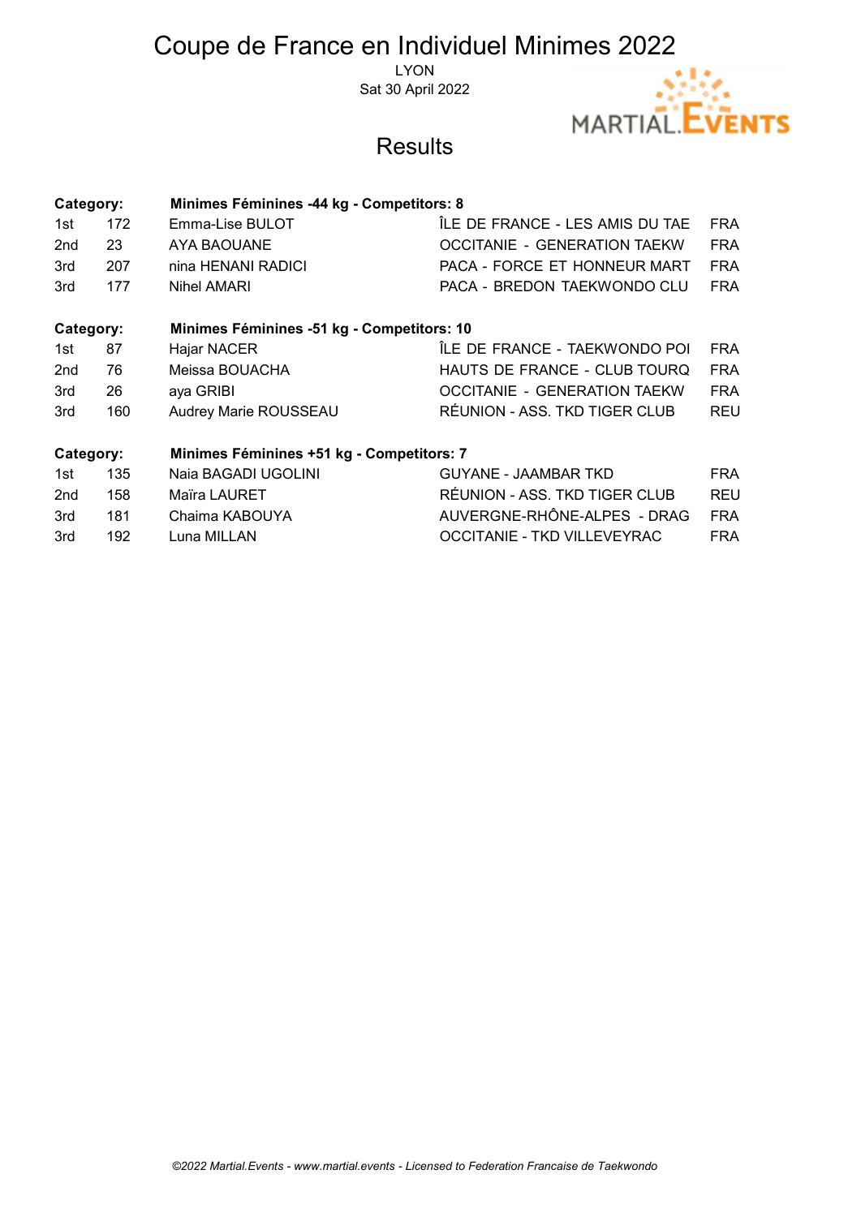# Coupe de France en Individuel Minimes 2022

LYON

Sat 30 April 2022

MARTIAL.EVENTS

## Results

**Category:** **Minimes Féminines -44 kg - Competitors: 8**

| | | | | |
|---|---|---|---|---|
| 1st | 172 | Emma-Lise BULOT | ÎLE DE FRANCE - LES AMIS DU TAE | FRA |
| 2nd | 23 | AYA BAOUANE | OCCITANIE - GENERATION TAEKW | FRA |
| 3rd | 207 | nina HENANI RADICI | PACA - FORCE ET HONNEUR MART | FRA |
| 3rd | 177 | Nihel AMARI | PACA - BREDON TAEKWONDO CLU | FRA |

**Category:** **Minimes Féminines -51 kg - Competitors: 10**

| | | | | |
|---|---|---|---|---|
| 1st | 87 | Hajar NACER | ÎLE DE FRANCE - TAEKWONDO POI | FRA |
| 2nd | 76 | Meissa BOUACHA | HAUTS DE FRANCE - CLUB TOURQ | FRA |
| 3rd | 26 | aya GRIBI | OCCITANIE - GENERATION TAEKW | FRA |
| 3rd | 160 | Audrey Marie ROUSSEAU | RÉUNION - ASS. TKD TIGER CLUB | REU |

**Category:** **Minimes Féminines +51 kg - Competitors: 7**

| | | | | |
|---|---|---|---|---|
| 1st | 135 | Naia BAGADI UGOLINI | GUYANE - JAAMBAR TKD | FRA |
| 2nd | 158 | Maïra LAURET | RÉUNION - ASS. TKD TIGER CLUB | REU |
| 3rd | 181 | Chaima KABOUYA | AUVERGNE-RHÔNE-ALPES - DRAG | FRA |
| 3rd | 192 | Luna MILLAN | OCCITANIE - TKD VILLEVEYRAC | FRA |

*©2022 Martial.Events - www.martial.events - Licensed to Federation Francaise de Taekwondo*